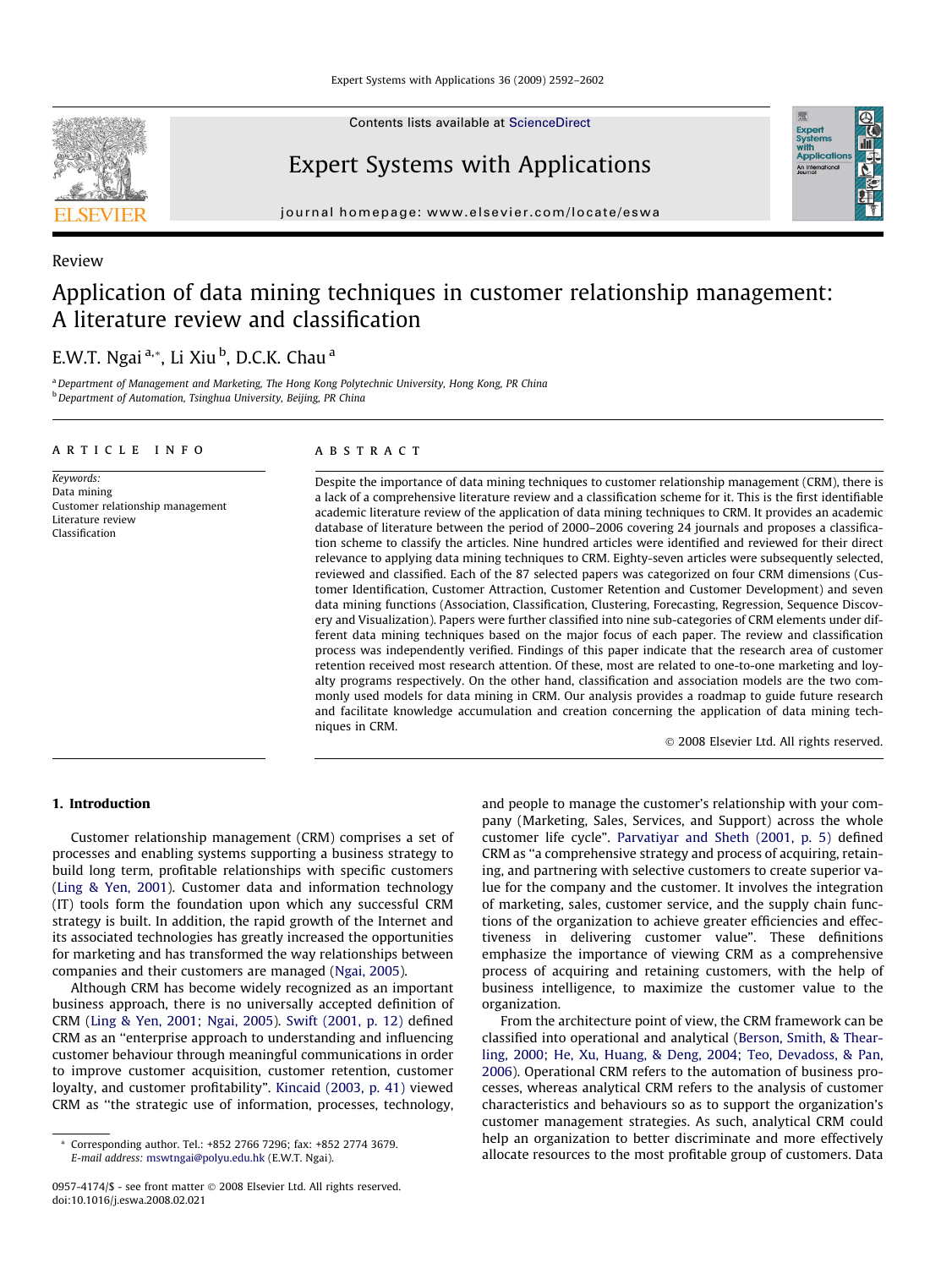Review

# Application of data mining techniques in customer relationship management: A literature review and classification

E.W.T. Ngai [a,*], Li Xiu [b], D.C.K. Chau [a]

[a] Department of Management and Marketing, The Hong Kong Polytechnic University, Hong Kong, PR China
[b] Department of Automation, Tsinghua University, Beijing, PR China

ARTICLE INFO

*Keywords:*
Data mining
Customer relationship management
Literature review
Classification

ABSTRACT

Despite the importance of data mining techniques to customer relationship management (CRM), there is a lack of a comprehensive literature review and a classification scheme for it. This is the first identifiable academic literature review of the application of data mining techniques to CRM. It provides an academic database of literature between the period of 2000–2006 covering 24 journals and proposes a classification scheme to classify the articles. Nine hundred articles were identified and reviewed for their direct relevance to applying data mining techniques to CRM. Eighty-seven articles were subsequently selected, reviewed and classified. Each of the 87 selected papers was categorized on four CRM dimensions (Customer Identification, Customer Attraction, Customer Retention and Customer Development) and seven data mining functions (Association, Classification, Clustering, Forecasting, Regression, Sequence Discovery and Visualization). Papers were further classified into nine sub-categories of CRM elements under different data mining techniques based on the major focus of each paper. The review and classification process was independently verified. Findings of this paper indicate that the research area of customer retention received most research attention. Of these, most are related to one-to-one marketing and loyalty programs respectively. On the other hand, classification and association models are the two commonly used models for data mining in CRM. Our analysis provides a roadmap to guide future research and facilitate knowledge accumulation and creation concerning the application of data mining techniques in CRM.

© 2008 Elsevier Ltd. All rights reserved.

## 1. Introduction

Customer relationship management (CRM) comprises a set of processes and enabling systems supporting a business strategy to build long term, profitable relationships with specific customers (Ling & Yen, 2001). Customer data and information technology (IT) tools form the foundation upon which any successful CRM strategy is built. In addition, the rapid growth of the Internet and its associated technologies has greatly increased the opportunities for marketing and has transformed the way relationships between companies and their customers are managed (Ngai, 2005).

Although CRM has become widely recognized as an important business approach, there is no universally accepted definition of CRM (Ling & Yen, 2001; Ngai, 2005). Swift (2001, p. 12) defined CRM as an "enterprise approach to understanding and influencing customer behaviour through meaningful communications in order to improve customer acquisition, customer retention, customer loyalty, and customer profitability". Kincaid (2003, p. 41) viewed CRM as "the strategic use of information, processes, technology, and people to manage the customer's relationship with your company (Marketing, Sales, Services, and Support) across the whole customer life cycle". Parvatiyar and Sheth (2001, p. 5) defined CRM as "a comprehensive strategy and process of acquiring, retaining, and partnering with selective customers to create superior value for the company and the customer. It involves the integration of marketing, sales, customer service, and the supply chain functions of the organization to achieve greater efficiencies and effectiveness in delivering customer value". These definitions emphasize the importance of viewing CRM as a comprehensive process of acquiring and retaining customers, with the help of business intelligence, to maximize the customer value to the organization.

From the architecture point of view, the CRM framework can be classified into operational and analytical (Berson, Smith, & Thearling, 2000; He, Xu, Huang, & Deng, 2004; Teo, Devadoss, & Pan, 2006). Operational CRM refers to the automation of business processes, whereas analytical CRM refers to the analysis of customer characteristics and behaviours so as to support the organization's customer management strategies. As such, analytical CRM could help an organization to better discriminate and more effectively allocate resources to the most profitable group of customers. Data

* Corresponding author. Tel.: +852 2766 7296; fax: +852 2774 3679.
*E-mail address:* mswtngai@polyu.edu.hk (E.W.T. Ngai).

0957-4174/$ - see front matter © 2008 Elsevier Ltd. All rights reserved.
doi:10.1016/j.eswa.2008.02.021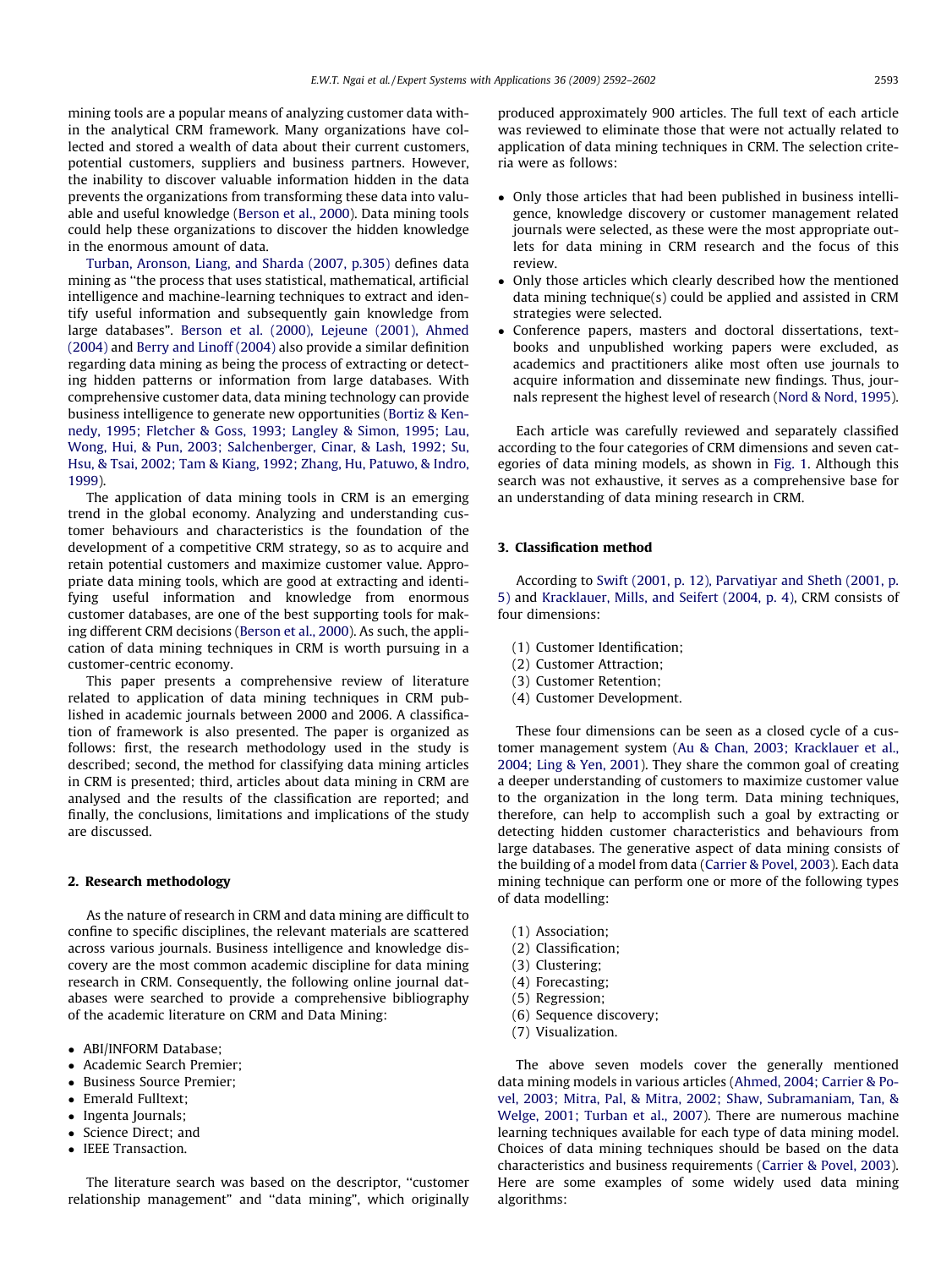mining tools are a popular means of analyzing customer data within the analytical CRM framework. Many organizations have collected and stored a wealth of data about their current customers, potential customers, suppliers and business partners. However, the inability to discover valuable information hidden in the data prevents the organizations from transforming these data into valuable and useful knowledge (Berson et al., 2000). Data mining tools could help these organizations to discover the hidden knowledge in the enormous amount of data.

Turban, Aronson, Liang, and Sharda (2007, p.305) defines data mining as "the process that uses statistical, mathematical, artificial intelligence and machine-learning techniques to extract and identify useful information and subsequently gain knowledge from large databases". Berson et al. (2000), Lejeune (2001), Ahmed (2004) and Berry and Linoff (2004) also provide a similar definition regarding data mining as being the process of extracting or detecting hidden patterns or information from large databases. With comprehensive customer data, data mining technology can provide business intelligence to generate new opportunities (Bortiz & Kennedy, 1995; Fletcher & Goss, 1993; Langley & Simon, 1995; Lau, Wong, Hui, & Pun, 2003; Salchenberger, Cinar, & Lash, 1992; Su, Hsu, & Tsai, 2002; Tam & Kiang, 1992; Zhang, Hu, Patuwo, & Indro, 1999).

The application of data mining tools in CRM is an emerging trend in the global economy. Analyzing and understanding customer behaviours and characteristics is the foundation of the development of a competitive CRM strategy, so as to acquire and retain potential customers and maximize customer value. Appropriate data mining tools, which are good at extracting and identifying useful information and knowledge from enormous customer databases, are one of the best supporting tools for making different CRM decisions (Berson et al., 2000). As such, the application of data mining techniques in CRM is worth pursuing in a customer-centric economy.

This paper presents a comprehensive review of literature related to application of data mining techniques in CRM published in academic journals between 2000 and 2006. A classification of framework is also presented. The paper is organized as follows: first, the research methodology used in the study is described; second, the method for classifying data mining articles in CRM is presented; third, articles about data mining in CRM are analysed and the results of the classification are reported; and finally, the conclusions, limitations and implications of the study are discussed.

## 2. Research methodology

As the nature of research in CRM and data mining are difficult to confine to specific disciplines, the relevant materials are scattered across various journals. Business intelligence and knowledge discovery are the most common academic discipline for data mining research in CRM. Consequently, the following online journal databases were searched to provide a comprehensive bibliography of the academic literature on CRM and Data Mining:

- ABI/INFORM Database;
- Academic Search Premier;
- Business Source Premier;
- Emerald Fulltext;
- Ingenta Journals;
- Science Direct; and
- IEEE Transaction.

The literature search was based on the descriptor, "customer relationship management" and "data mining", which originally produced approximately 900 articles. The full text of each article was reviewed to eliminate those that were not actually related to application of data mining techniques in CRM. The selection criteria were as follows:

- Only those articles that had been published in business intelligence, knowledge discovery or customer management related journals were selected, as these were the most appropriate outlets for data mining in CRM research and the focus of this review.
- Only those articles which clearly described how the mentioned data mining technique(s) could be applied and assisted in CRM strategies were selected.
- Conference papers, masters and doctoral dissertations, textbooks and unpublished working papers were excluded, as academics and practitioners alike most often use journals to acquire information and disseminate new findings. Thus, journals represent the highest level of research (Nord & Nord, 1995).

Each article was carefully reviewed and separately classified according to the four categories of CRM dimensions and seven categories of data mining models, as shown in Fig. 1. Although this search was not exhaustive, it serves as a comprehensive base for an understanding of data mining research in CRM.

## 3. Classification method

According to Swift (2001, p. 12), Parvatiyar and Sheth (2001, p. 5) and Kracklauer, Mills, and Seifert (2004, p. 4), CRM consists of four dimensions:

(1) Customer Identification;
(2) Customer Attraction;
(3) Customer Retention;
(4) Customer Development.

These four dimensions can be seen as a closed cycle of a customer management system (Au & Chan, 2003; Kracklauer et al., 2004; Ling & Yen, 2001). They share the common goal of creating a deeper understanding of customers to maximize customer value to the organization in the long term. Data mining techniques, therefore, can help to accomplish such a goal by extracting or detecting hidden customer characteristics and behaviours from large databases. The generative aspect of data mining consists of the building of a model from data (Carrier & Povel, 2003). Each data mining technique can perform one or more of the following types of data modelling:

(1) Association;
(2) Classification;
(3) Clustering;
(4) Forecasting;
(5) Regression;
(6) Sequence discovery;
(7) Visualization.

The above seven models cover the generally mentioned data mining models in various articles (Ahmed, 2004; Carrier & Povel, 2003; Mitra, Pal, & Mitra, 2002; Shaw, Subramaniam, Tan, & Welge, 2001; Turban et al., 2007). There are numerous machine learning techniques available for each type of data mining model. Choices of data mining techniques should be based on the data characteristics and business requirements (Carrier & Povel, 2003). Here are some examples of some widely used data mining algorithms: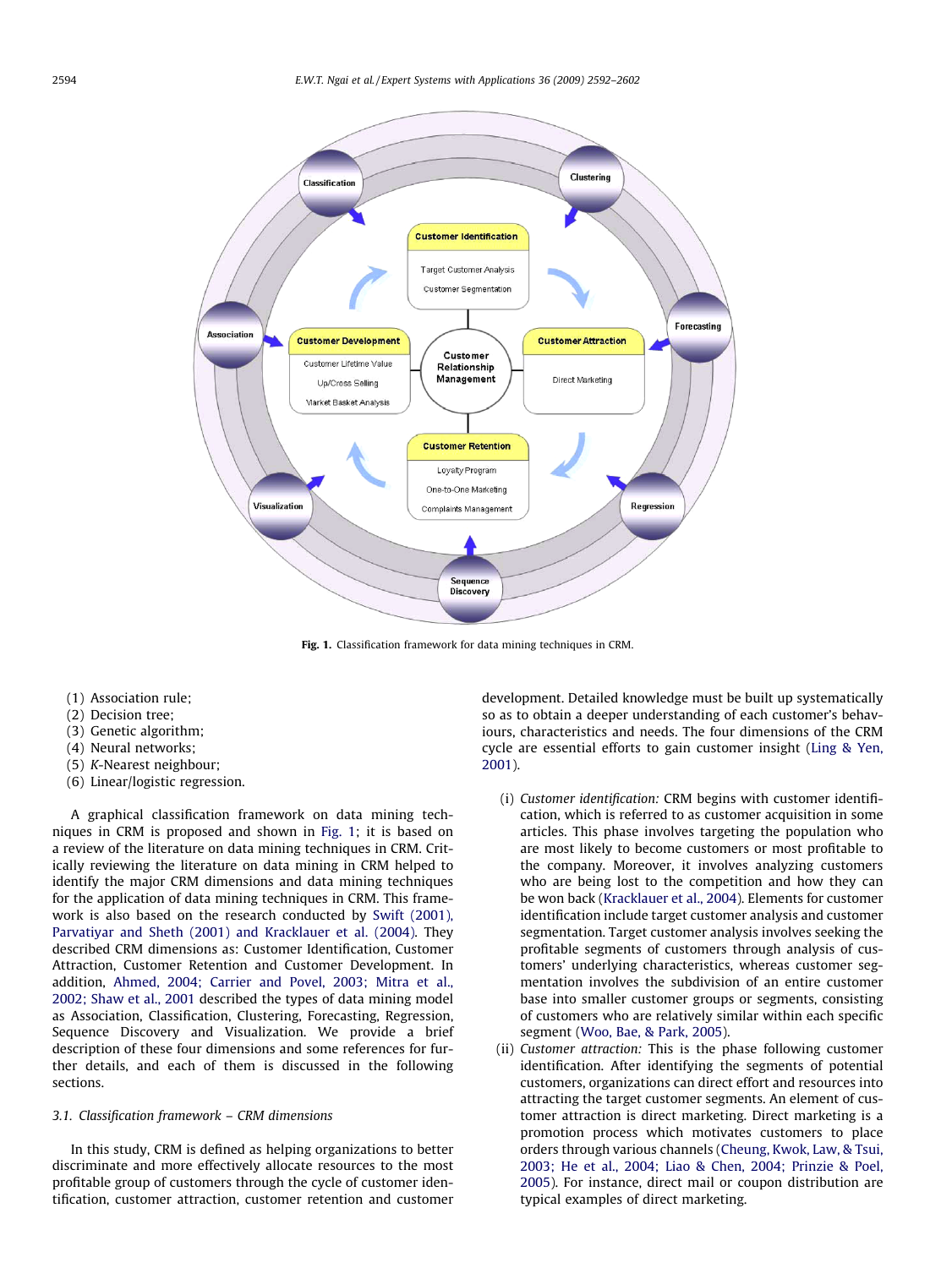Classification

Clustering

Customer Identification

Target Customer Analysis

Customer Segmentation

Association

Customer Development

Customer Lifetime Value

Up/Cross Selling

Market Basket Analysis

Customer Relationship Management

Customer Attraction

Direct Marketing

Forecasting

Customer Retention

Loyalty Program

One-to-One Marketing

Complaints Management

Visualization

Regression

Sequence Discovery

**Fig. 1.** Classification framework for data mining techniques in CRM.

(1) Association rule;
(2) Decision tree;
(3) Genetic algorithm;
(4) Neural networks;
(5) *K*-Nearest neighbour;
(6) Linear/logistic regression.

A graphical classification framework on data mining techniques in CRM is proposed and shown in Fig. 1; it is based on a review of the literature on data mining techniques in CRM. Critically reviewing the literature on data mining in CRM helped to identify the major CRM dimensions and data mining techniques for the application of data mining techniques in CRM. This framework is also based on the research conducted by Swift (2001), Parvatiyar and Sheth (2001) and Kracklauer et al. (2004). They described CRM dimensions as: Customer Identification, Customer Attraction, Customer Retention and Customer Development. In addition, Ahmed, 2004; Carrier and Povel, 2003; Mitra et al., 2002; Shaw et al., 2001 described the types of data mining model as Association, Classification, Clustering, Forecasting, Regression, Sequence Discovery and Visualization. We provide a brief description of these four dimensions and some references for further details, and each of them is discussed in the following sections.

### 3.1. Classification framework – CRM dimensions

In this study, CRM is defined as helping organizations to better discriminate and more effectively allocate resources to the most profitable group of customers through the cycle of customer identification, customer attraction, customer retention and customer development. Detailed knowledge must be built up systematically so as to obtain a deeper understanding of each customer's behaviours, characteristics and needs. The four dimensions of the CRM cycle are essential efforts to gain customer insight (Ling & Yen, 2001).

(i) *Customer identification:* CRM begins with customer identification, which is referred to as customer acquisition in some articles. This phase involves targeting the population who are most likely to become customers or most profitable to the company. Moreover, it involves analyzing customers who are being lost to the competition and how they can be won back (Kracklauer et al., 2004). Elements for customer identification include target customer analysis and customer segmentation. Target customer analysis involves seeking the profitable segments of customers through analysis of customers' underlying characteristics, whereas customer segmentation involves the subdivision of an entire customer base into smaller customer groups or segments, consisting of customers who are relatively similar within each specific segment (Woo, Bae, & Park, 2005).

(ii) *Customer attraction:* This is the phase following customer identification. After identifying the segments of potential customers, organizations can direct effort and resources into attracting the target customer segments. An element of customer attraction is direct marketing. Direct marketing is a promotion process which motivates customers to place orders through various channels (Cheung, Kwok, Law, & Tsui, 2003; He et al., 2004; Liao & Chen, 2004; Prinzie & Poel, 2005). For instance, direct mail or coupon distribution are typical examples of direct marketing.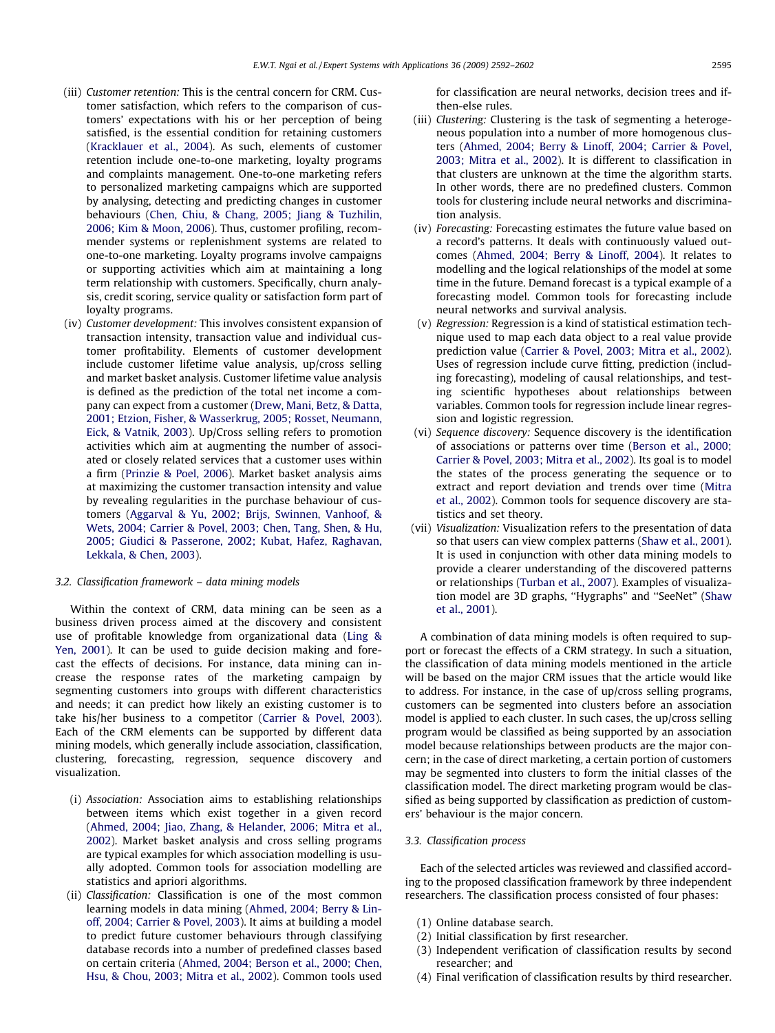(iii) *Customer retention:* This is the central concern for CRM. Customer satisfaction, which refers to the comparison of customers' expectations with his or her perception of being satisfied, is the essential condition for retaining customers (Kracklauer et al., 2004). As such, elements of customer retention include one-to-one marketing, loyalty programs and complaints management. One-to-one marketing refers to personalized marketing campaigns which are supported by analysing, detecting and predicting changes in customer behaviours (Chen, Chiu, & Chang, 2005; Jiang & Tuzhilin, 2006; Kim & Moon, 2006). Thus, customer profiling, recommender systems or replenishment systems are related to one-to-one marketing. Loyalty programs involve campaigns or supporting activities which aim at maintaining a long term relationship with customers. Specifically, churn analysis, credit scoring, service quality or satisfaction form part of loyalty programs.

(iv) *Customer development:* This involves consistent expansion of transaction intensity, transaction value and individual customer profitability. Elements of customer development include customer lifetime value analysis, up/cross selling and market basket analysis. Customer lifetime value analysis is defined as the prediction of the total net income a company can expect from a customer (Drew, Mani, Betz, & Datta, 2001; Etzion, Fisher, & Wasserkrug, 2005; Rosset, Neumann, Eick, & Vatnik, 2003). Up/Cross selling refers to promotion activities which aim at augmenting the number of associated or closely related services that a customer uses within a firm (Prinzie & Poel, 2006). Market basket analysis aims at maximizing the customer transaction intensity and value by revealing regularities in the purchase behaviour of customers (Aggarval & Yu, 2002; Brijs, Swinnen, Vanhoof, & Wets, 2004; Carrier & Povel, 2003; Chen, Tang, Shen, & Hu, 2005; Giudici & Passerone, 2002; Kubat, Hafez, Raghavan, Lekkala, & Chen, 2003).

### 3.2. Classification framework – data mining models

Within the context of CRM, data mining can be seen as a business driven process aimed at the discovery and consistent use of profitable knowledge from organizational data (Ling & Yen, 2001). It can be used to guide decision making and forecast the effects of decisions. For instance, data mining can increase the response rates of the marketing campaign by segmenting customers into groups with different characteristics and needs; it can predict how likely an existing customer is to take his/her business to a competitor (Carrier & Povel, 2003). Each of the CRM elements can be supported by different data mining models, which generally include association, classification, clustering, forecasting, regression, sequence discovery and visualization.

(i) *Association:* Association aims to establishing relationships between items which exist together in a given record (Ahmed, 2004; Jiao, Zhang, & Helander, 2006; Mitra et al., 2002). Market basket analysis and cross selling programs are typical examples for which association modelling is usually adopted. Common tools for association modelling are statistics and apriori algorithms.

(ii) *Classification:* Classification is one of the most common learning models in data mining (Ahmed, 2004; Berry & Linoff, 2004; Carrier & Povel, 2003). It aims at building a model to predict future customer behaviours through classifying database records into a number of predefined classes based on certain criteria (Ahmed, 2004; Berson et al., 2000; Chen, Hsu, & Chou, 2003; Mitra et al., 2002). Common tools used for classification are neural networks, decision trees and if-then-else rules.

(iii) *Clustering:* Clustering is the task of segmenting a heterogeneous population into a number of more homogenous clusters (Ahmed, 2004; Berry & Linoff, 2004; Carrier & Povel, 2003; Mitra et al., 2002). It is different to classification in that clusters are unknown at the time the algorithm starts. In other words, there are no predefined clusters. Common tools for clustering include neural networks and discrimination analysis.

(iv) *Forecasting:* Forecasting estimates the future value based on a record's patterns. It deals with continuously valued outcomes (Ahmed, 2004; Berry & Linoff, 2004). It relates to modelling and the logical relationships of the model at some time in the future. Demand forecast is a typical example of a forecasting model. Common tools for forecasting include neural networks and survival analysis.

(v) *Regression:* Regression is a kind of statistical estimation technique used to map each data object to a real value provide prediction value (Carrier & Povel, 2003; Mitra et al., 2002). Uses of regression include curve fitting, prediction (including forecasting), modeling of causal relationships, and testing scientific hypotheses about relationships between variables. Common tools for regression include linear regression and logistic regression.

(vi) *Sequence discovery:* Sequence discovery is the identification of associations or patterns over time (Berson et al., 2000; Carrier & Povel, 2003; Mitra et al., 2002). Its goal is to model the states of the process generating the sequence or to extract and report deviation and trends over time (Mitra et al., 2002). Common tools for sequence discovery are statistics and set theory.

(vii) *Visualization:* Visualization refers to the presentation of data so that users can view complex patterns (Shaw et al., 2001). It is used in conjunction with other data mining models to provide a clearer understanding of the discovered patterns or relationships (Turban et al., 2007). Examples of visualization model are 3D graphs, "Hygraphs" and "SeeNet" (Shaw et al., 2001).

A combination of data mining models is often required to support or forecast the effects of a CRM strategy. In such a situation, the classification of data mining models mentioned in the article will be based on the major CRM issues that the article would like to address. For instance, in the case of up/cross selling programs, customers can be segmented into clusters before an association model is applied to each cluster. In such cases, the up/cross selling program would be classified as being supported by an association model because relationships between products are the major concern; in the case of direct marketing, a certain portion of customers may be segmented into clusters to form the initial classes of the classification model. The direct marketing program would be classified as being supported by classification as prediction of customers' behaviour is the major concern.

### 3.3. Classification process

Each of the selected articles was reviewed and classified according to the proposed classification framework by three independent researchers. The classification process consisted of four phases:

(1) Online database search.
(2) Initial classification by first researcher.
(3) Independent verification of classification results by second researcher; and
(4) Final verification of classification results by third researcher.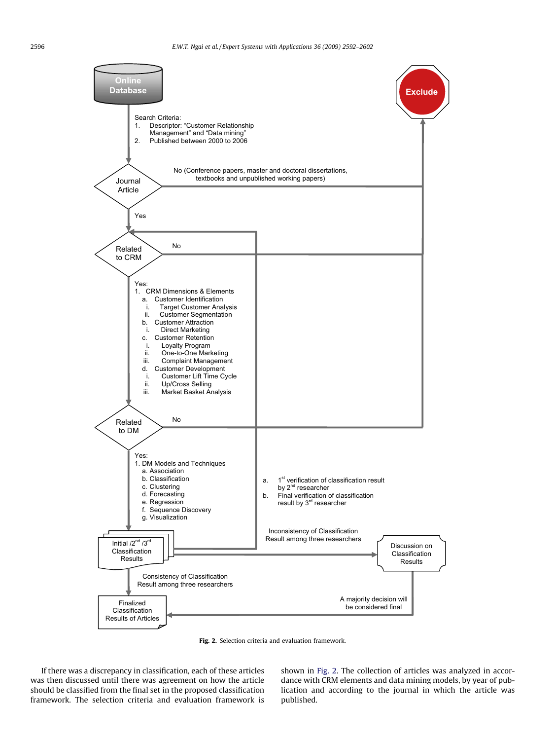Online Database

Search Criteria:
1. Descriptor: "Customer Relationship Management" and "Data mining"
2. Published between 2000 to 2006

Journal Article

No (Conference papers, master and doctoral dissertations, textbooks and unpublished working papers)

Exclude

Yes

Related to CRM

No

Yes:
1. CRM Dimensions & Elements
   a. Customer Identification
      i. Target Customer Analysis
      ii. Customer Segmentation
   b. Customer Attraction
      i. Direct Marketing
   c. Customer Retention
      i. Loyalty Program
      ii. One-to-One Marketing
      iii. Complaint Management
   d. Customer Development
      i. Customer Lift Time Cycle
      ii. Up/Cross Selling
      iii. Market Basket Analysis

Related to DM

No

Yes:
1. DM Models and Techniques
   a. Association
   b. Classification
   c. Clustering
   d. Forecasting
   e. Regression
   f. Sequence Discovery
   g. Visualization

a. 1st verification of classification result by 2nd researcher
b. Final verification of classification result by 3rd researcher

Initial /2nd /3rd Classification Results

Inconsistency of Classification Result among three researchers

Discussion on Classification Results

Consistency of Classification Result among three researchers

A majority decision will be considered final

Finalized Classification Results of Articles

**Fig. 2.** Selection criteria and evaluation framework.

If there was a discrepancy in classification, each of these articles was then discussed until there was agreement on how the article should be classified from the final set in the proposed classification framework. The selection criteria and evaluation framework is shown in Fig. 2. The collection of articles was analyzed in accordance with CRM elements and data mining models, by year of publication and according to the journal in which the article was published.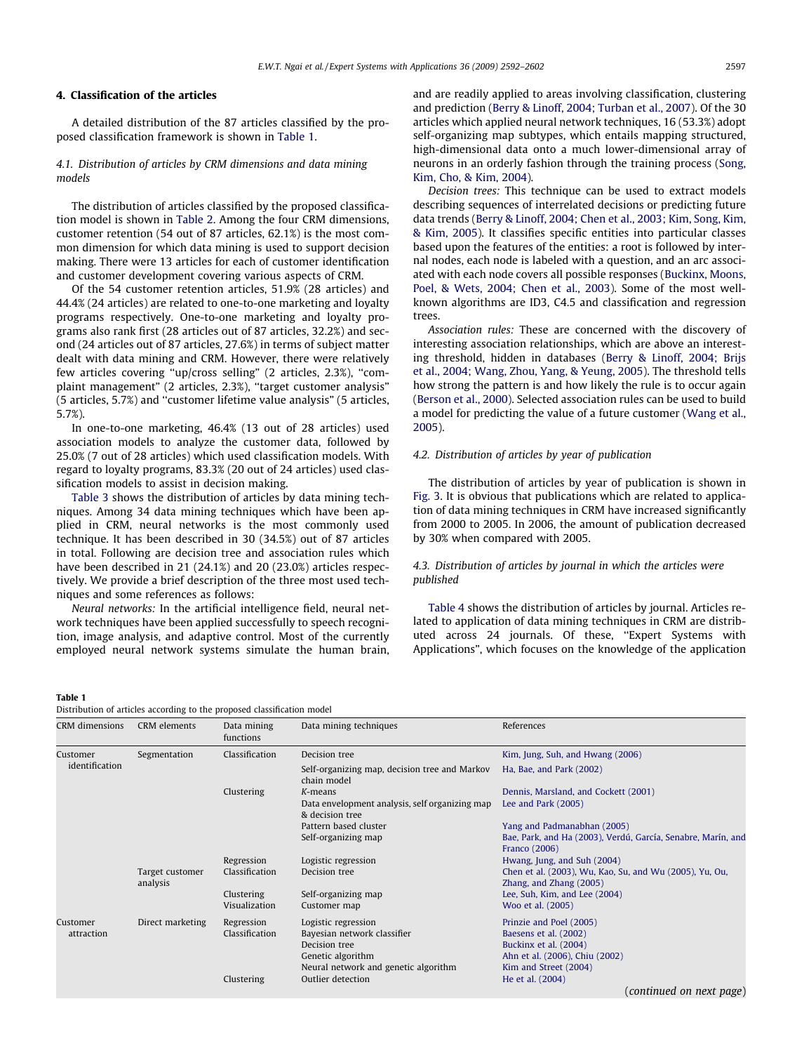## 4. Classification of the articles

A detailed distribution of the 87 articles classified by the proposed classification framework is shown in Table 1.

### 4.1. Distribution of articles by CRM dimensions and data mining models

The distribution of articles classified by the proposed classification model is shown in Table 2. Among the four CRM dimensions, customer retention (54 out of 87 articles, 62.1%) is the most common dimension for which data mining is used to support decision making. There were 13 articles for each of customer identification and customer development covering various aspects of CRM.

Of the 54 customer retention articles, 51.9% (28 articles) and 44.4% (24 articles) are related to one-to-one marketing and loyalty programs respectively. One-to-one marketing and loyalty programs also rank first (28 articles out of 87 articles, 32.2%) and second (24 articles out of 87 articles, 27.6%) in terms of subject matter dealt with data mining and CRM. However, there were relatively few articles covering "up/cross selling" (2 articles, 2.3%), "complaint management" (2 articles, 2.3%), "target customer analysis" (5 articles, 5.7%) and "customer lifetime value analysis" (5 articles, 5.7%).

In one-to-one marketing, 46.4% (13 out of 28 articles) used association models to analyze the customer data, followed by 25.0% (7 out of 28 articles) which used classification models. With regard to loyalty programs, 83.3% (20 out of 24 articles) used classification models to assist in decision making.

Table 3 shows the distribution of articles by data mining techniques. Among 34 data mining techniques which have been applied in CRM, neural networks is the most commonly used technique. It has been described in 30 (34.5%) out of 87 articles in total. Following are decision tree and association rules which have been described in 21 (24.1%) and 20 (23.0%) articles respectively. We provide a brief description of the three most used techniques and some references as follows:

*Neural networks:* In the artificial intelligence field, neural network techniques have been applied successfully to speech recognition, image analysis, and adaptive control. Most of the currently employed neural network systems simulate the human brain, and are readily applied to areas involving classification, clustering and prediction (Berry & Linoff, 2004; Turban et al., 2007). Of the 30 articles which applied neural network techniques, 16 (53.3%) adopt self-organizing map subtypes, which entails mapping structured, high-dimensional data onto a much lower-dimensional array of neurons in an orderly fashion through the training process (Song, Kim, Cho, & Kim, 2004).

*Decision trees:* This technique can be used to extract models describing sequences of interrelated decisions or predicting future data trends (Berry & Linoff, 2004; Chen et al., 2003; Kim, Song, Kim, & Kim, 2005). It classifies specific entities into particular classes based upon the features of the entities: a root is followed by internal nodes, each node is labeled with a question, and an arc associated with each node covers all possible responses (Buckinx, Moons, Poel, & Wets, 2004; Chen et al., 2003). Some of the most well-known algorithms are ID3, C4.5 and classification and regression trees.

*Association rules:* These are concerned with the discovery of interesting association relationships, which are above an interesting threshold, hidden in databases (Berry & Linoff, 2004; Brijs et al., 2004; Wang, Zhou, Yang, & Yeung, 2005). The threshold tells how strong the pattern is and how likely the rule is to occur again (Berson et al., 2000). Selected association rules can be used to build a model for predicting the value of a future customer (Wang et al., 2005).

### 4.2. Distribution of articles by year of publication

The distribution of articles by year of publication is shown in Fig. 3. It is obvious that publications which are related to application of data mining techniques in CRM have increased significantly from 2000 to 2005. In 2006, the amount of publication decreased by 30% when compared with 2005.

### 4.3. Distribution of articles by journal in which the articles were published

Table 4 shows the distribution of articles by journal. Articles related to application of data mining techniques in CRM are distributed across 24 journals. Of these, "Expert Systems with Applications", which focuses on the knowledge of the application

**Table 1**
Distribution of articles according to the proposed classification model

| CRM dimensions | CRM elements | Data mining functions | Data mining techniques | References |
|---|---|---|---|---|
| Customer identification | Segmentation | Classification | Decision tree | Kim, Jung, Suh, and Hwang (2006) |
| | | | Self-organizing map, decision tree and Markov chain model | Ha, Bae, and Park (2002) |
| | | Clustering | *K*-means | Dennis, Marsland, and Cockett (2001) |
| | | | Data envelopment analysis, self organizing map & decision tree | Lee and Park (2005) |
| | | | Pattern based cluster | Yang and Padmanabhan (2005) |
| | | | Self-organizing map | Bae, Park, and Ha (2003), Verdú, García, Senabre, Marín, and Franco (2006) |
| | | Regression | Logistic regression | Hwang, Jung, and Suh (2004) |
| | Target customer analysis | Classification | Decision tree | Chen et al. (2003), Wu, Kao, Su, and Wu (2005), Yu, Ou, Zhang, and Zhang (2005) |
| | | Clustering | Self-organizing map | Lee, Suh, Kim, and Lee (2004) |
| | | Visualization | Customer map | Woo et al. (2005) |
| Customer attraction | Direct marketing | Regression | Logistic regression | Prinzie and Poel (2005) |
| | | Classification | Bayesian network classifier | Baesens et al. (2002) |
| | | | Decision tree | Buckinx et al. (2004) |
| | | | Genetic algorithm | Ahn et al. (2006), Chiu (2002) |
| | | | Neural network and genetic algorithm | Kim and Street (2004) |
| | | Clustering | Outlier detection | He et al. (2004) |

(*continued on next page*)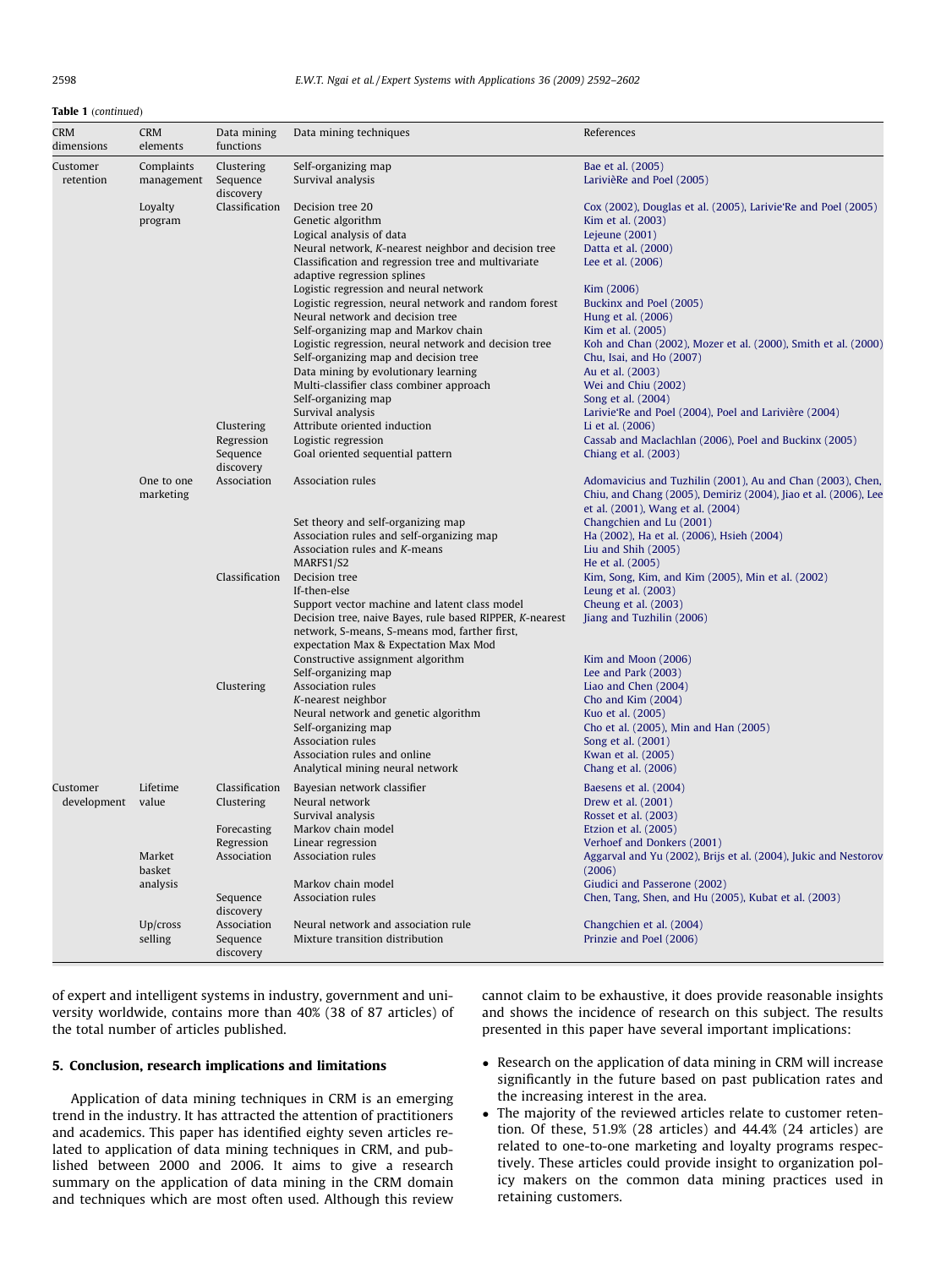**Table 1** (*continued*)

| CRM dimensions | CRM elements | Data mining functions | Data mining techniques | References |
|---|---|---|---|---|
| Customer retention | Complaints management | Clustering | Self-organizing map | Bae et al. (2005) |
| | | Sequence discovery | Survival analysis | LarivièRe and Poel (2005) |
| | Loyalty program | Classification | Decision tree 20 | Cox (2002), Douglas et al. (2005), Larivie'Re and Poel (2005) |
| | | | Genetic algorithm | Kim et al. (2003) |
| | | | Logical analysis of data | Lejeune (2001) |
| | | | Neural network, *K*-nearest neighbor and decision tree | Datta et al. (2000) |
| | | | Classification and regression tree and multivariate adaptive regression splines | Lee et al. (2006) |
| | | | Logistic regression and neural network | Kim (2006) |
| | | | Logistic regression, neural network and random forest | Buckinx and Poel (2005) |
| | | | Neural network and decision tree | Hung et al. (2006) |
| | | | Self-organizing map and Markov chain | Kim et al. (2005) |
| | | | Logistic regression, neural network and decision tree | Koh and Chan (2002), Mozer et al. (2000), Smith et al. (2000) |
| | | | Self-organizing map and decision tree | Chu, Isai, and Ho (2007) |
| | | | Data mining by evolutionary learning | Au et al. (2003) |
| | | | Multi-classifier class combiner approach | Wei and Chiu (2002) |
| | | | Self-organizing map | Song et al. (2004) |
| | | | Survival analysis | Larivie'Re and Poel (2004), Poel and Larivière (2004) |
| | | Clustering | Attribute oriented induction | Li et al. (2006) |
| | | Regression | Logistic regression | Cassab and Maclachlan (2006), Poel and Buckinx (2005) |
| | | Sequence discovery | Goal oriented sequential pattern | Chiang et al. (2003) |
| | One to one marketing | Association | Association rules | Adomavicius and Tuzhilin (2001), Au and Chan (2003), Chen, Chiu, and Chang (2005), Demiriz (2004), Jiao et al. (2006), Lee et al. (2001), Wang et al. (2004) |
| | | | Set theory and self-organizing map | Changchien and Lu (2001) |
| | | | Association rules and self-organizing map | Ha (2002), Ha et al. (2006), Hsieh (2004) |
| | | | Association rules and *K*-means | Liu and Shih (2005) |
| | | | MARFS1/S2 | He et al. (2005) |
| | | Classification | Decision tree | Kim, Song, Kim, and Kim (2005), Min et al. (2002) |
| | | | If-then-else | Leung et al. (2003) |
| | | | Support vector machine and latent class model | Cheung et al. (2003) |
| | | | Decision tree, naive Bayes, rule based RIPPER, *K*-nearest network, S-means, S-means mod, farther first, expectation Max & Expectation Max Mod | Jiang and Tuzhilin (2006) |
| | | | Constructive assignment algorithm | Kim and Moon (2006) |
| | | | Self-organizing map | Lee and Park (2003) |
| | | Clustering | Association rules | Liao and Chen (2004) |
| | | | *K*-nearest neighbor | Cho and Kim (2004) |
| | | | Neural network and genetic algorithm | Kuo et al. (2005) |
| | | | Self-organizing map | Cho et al. (2005), Min and Han (2005) |
| | | | Association rules | Song et al. (2001) |
| | | | Association rules and online | Kwan et al. (2005) |
| | | | Analytical mining neural network | Chang et al. (2006) |
| Customer development | Lifetime value | Classification | Bayesian network classifier | Baesens et al. (2004) |
| | | Clustering | Neural network | Drew et al. (2001) |
| | | | Survival analysis | Rosset et al. (2003) |
| | | Forecasting | Markov chain model | Etzion et al. (2005) |
| | | Regression | Linear regression | Verhoef and Donkers (2001) |
| | Market basket analysis | Association | Association rules | Aggarval and Yu (2002), Brijs et al. (2004), Jukic and Nestorov (2006) |
| | | | Markov chain model | Giudici and Passerone (2002) |
| | | Sequence discovery | Association rules | Chen, Tang, Shen, and Hu (2005), Kubat et al. (2003) |
| | Up/cross selling | Association | Neural network and association rule | Changchien et al. (2004) |
| | | Sequence discovery | Mixture transition distribution | Prinzie and Poel (2006) |

of expert and intelligent systems in industry, government and university worldwide, contains more than 40% (38 of 87 articles) of the total number of articles published.

## 5. Conclusion, research implications and limitations

Application of data mining techniques in CRM is an emerging trend in the industry. It has attracted the attention of practitioners and academics. This paper has identified eighty seven articles related to application of data mining techniques in CRM, and published between 2000 and 2006. It aims to give a research summary on the application of data mining in the CRM domain and techniques which are most often used. Although this review cannot claim to be exhaustive, it does provide reasonable insights and shows the incidence of research on this subject. The results presented in this paper have several important implications:

- Research on the application of data mining in CRM will increase significantly in the future based on past publication rates and the increasing interest in the area.
- The majority of the reviewed articles relate to customer retention. Of these, 51.9% (28 articles) and 44.4% (24 articles) are related to one-to-one marketing and loyalty programs respectively. These articles could provide insight to organization policy makers on the common data mining practices used in retaining customers.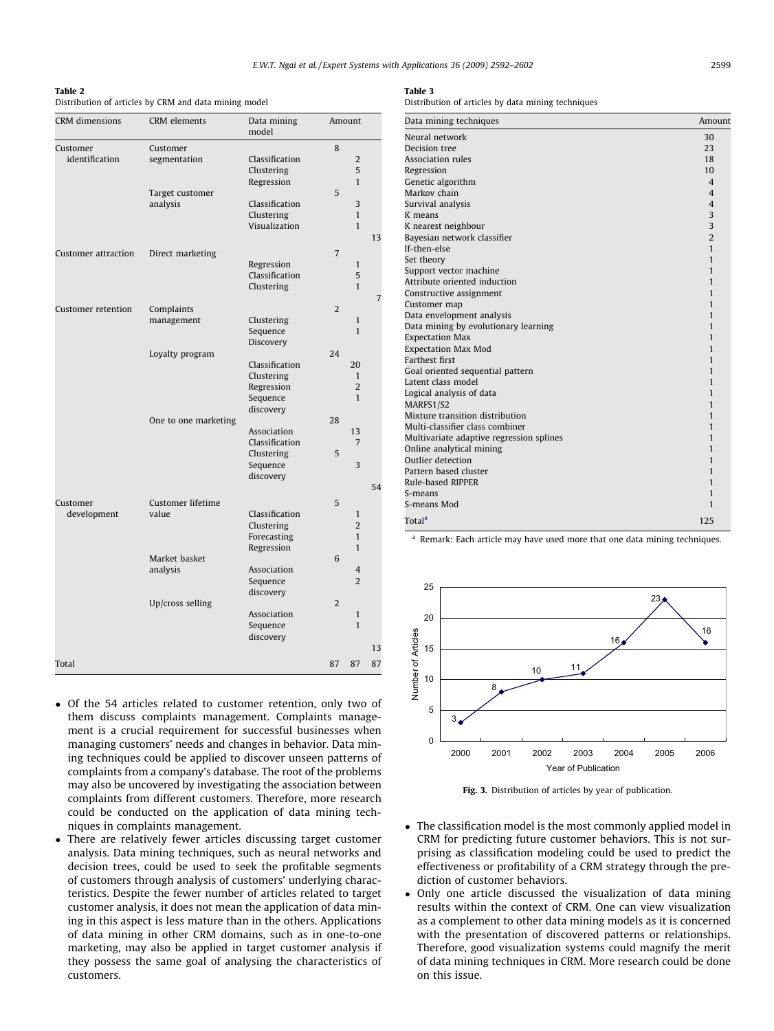**Table 2**
Distribution of articles by CRM and data mining model

| CRM dimensions | CRM elements | Data mining model | Amount | | |
|---|---|---|---|---|---|
| Customer identification | Customer segmentation | | 8 | | |
| | | Classification | | 2 | |
| | | Clustering | | 5 | |
| | | Regression | | 1 | |
| | Target customer analysis | | 5 | | |
| | | Classification | | 3 | |
| | | Clustering | | 1 | |
| | | Visualization | | 1 | |
| | | | | | 13 |
| Customer attraction | Direct marketing | | 7 | | |
| | | Regression | | 1 | |
| | | Classification | | 5 | |
| | | Clustering | | 1 | |
| | | | | | 7 |
| Customer retention | Complaints management | | 2 | | |
| | | Clustering | | 1 | |
| | | Sequence Discovery | | 1 | |
| | Loyalty program | | 24 | | |
| | | Classification | | 20 | |
| | | Clustering | | 1 | |
| | | Regression | | 2 | |
| | | Sequence discovery | | 1 | |
| | One to one marketing | | 28 | | |
| | | Association | | 13 | |
| | | Classification | | 7 | |
| | | Clustering | 5 | | |
| | | Sequence discovery | | 3 | |
| | | | | | 54 |
| Customer development | Customer lifetime value | | 5 | | |
| | | Classification | | 1 | |
| | | Clustering | | 2 | |
| | | Forecasting | | 1 | |
| | | Regression | | 1 | |
| | Market basket analysis | | 6 | | |
| | | Association | | 4 | |
| | | Sequence discovery | | 2 | |
| | Up/cross selling | | 2 | | |
| | | Association | | 1 | |
| | | Sequence discovery | | 1 | |
| | | | | | 13 |
| Total | | | 87 | 87 | 87 |

- Of the 54 articles related to customer retention, only two of them discuss complaints management. Complaints management is a crucial requirement for successful businesses when managing customers' needs and changes in behavior. Data mining techniques could be applied to discover unseen patterns of complaints from a company's database. The root of the problems may also be uncovered by investigating the association between complaints from different customers. Therefore, more research could be conducted on the application of data mining techniques in complaints management.
- There are relatively fewer articles discussing target customer analysis. Data mining techniques, such as neural networks and decision trees, could be used to seek the profitable segments of customers through analysis of customers' underlying characteristics. Despite the fewer number of articles related to target customer analysis, it does not mean the application of data mining in this aspect is less mature than in the others. Applications of data mining in other CRM domains, such as in one-to-one marketing, may also be applied in target customer analysis if they possess the same goal of analysing the characteristics of customers.

**Table 3**
Distribution of articles by data mining techniques

| Data mining techniques | Amount |
|---|---|
| Neural network | 30 |
| Decision tree | 23 |
| Association rules | 18 |
| Regression | 10 |
| Genetic algorithm | 4 |
| Markov chain | 4 |
| Survival analysis | 4 |
| K means | 3 |
| K nearest neighbour | 3 |
| Bayesian network classifier | 2 |
| If-then-else | 1 |
| Set theory | 1 |
| Support vector machine | 1 |
| Attribute oriented induction | 1 |
| Constructive assignment | 1 |
| Customer map | 1 |
| Data envelopment analysis | 1 |
| Data mining by evolutionary learning | 1 |
| Expectation Max | 1 |
| Expectation Max Mod | 1 |
| Farthest first | 1 |
| Goal oriented sequential pattern | 1 |
| Latent class model | 1 |
| Logical analysis of data | 1 |
| MARFS1/S2 | 1 |
| Mixture transition distribution | 1 |
| Multi-classifier class combiner | 1 |
| Multivariate adaptive regression splines | 1 |
| Online analytical mining | 1 |
| Outlier detection | 1 |
| Pattern based cluster | 1 |
| Rule-based RIPPER | 1 |
| S-means | 1 |
| S-means Mod | 1 |
| Total[a] | 125 |

[a] Remark: Each article may have used more that one data mining techniques.

25
20
15
10
5
0
Number of Articles
3
8
10
11
16
23
16
2000
2001
2002
2003
2004
2005
2006
Year of Publication

**Fig. 3.** Distribution of articles by year of publication.

- The classification model is the most commonly applied model in CRM for predicting future customer behaviors. This is not surprising as classification modeling could be used to predict the effectiveness or profitability of a CRM strategy through the prediction of customer behaviors.
- Only one article discussed the visualization of data mining results within the context of CRM. One can view visualization as a complement to other data mining models as it is concerned with the presentation of discovered patterns or relationships. Therefore, good visualization systems could magnify the merit of data mining techniques in CRM. More research could be done on this issue.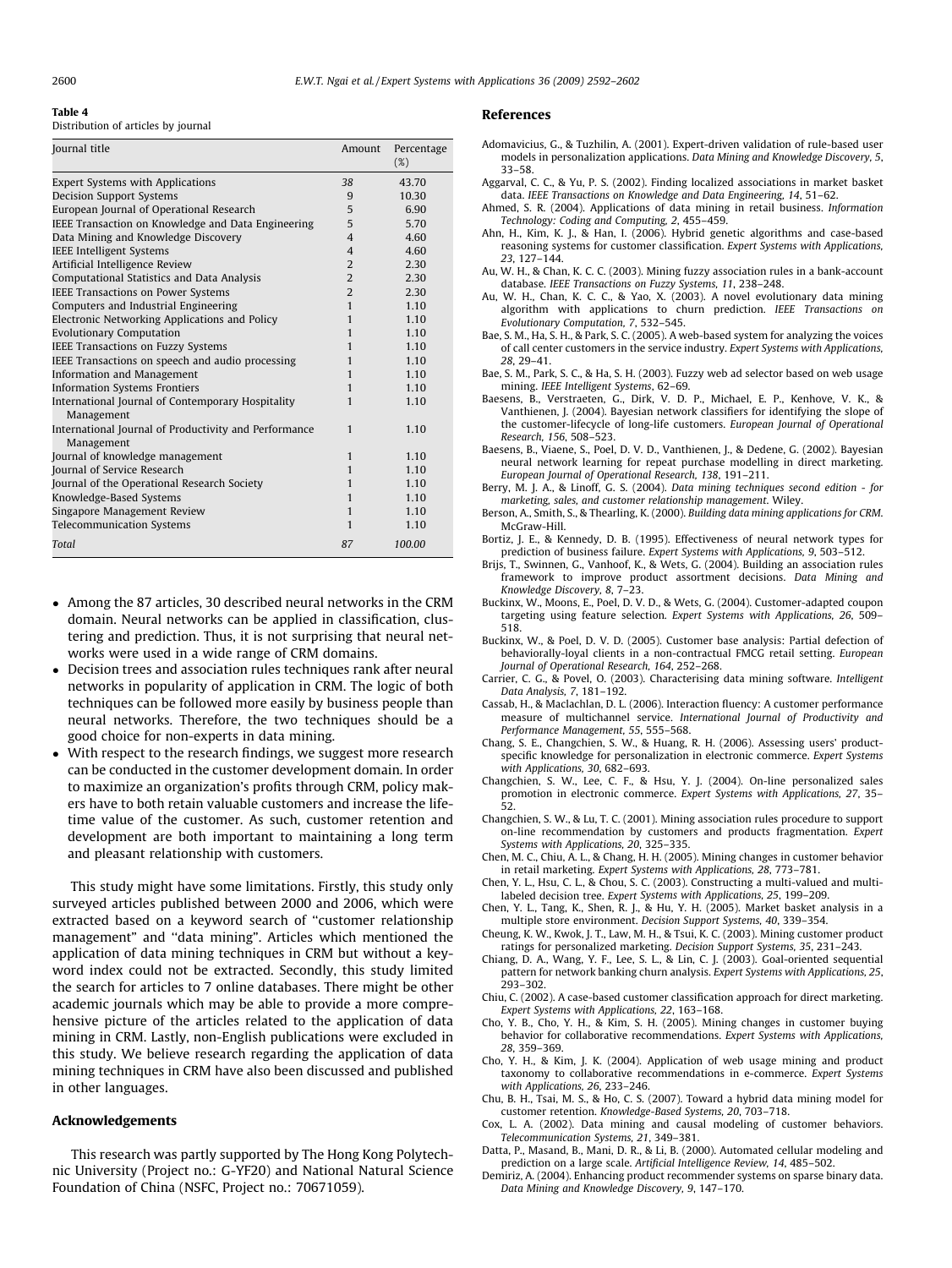**Table 4**
Distribution of articles by journal

| Journal title | Amount | Percentage (%) |
|---|---|---|
| Expert Systems with Applications | 38 | 43.70 |
| Decision Support Systems | 9 | 10.30 |
| European Journal of Operational Research | 5 | 6.90 |
| IEEE Transaction on Knowledge and Data Engineering | 5 | 5.70 |
| Data Mining and Knowledge Discovery | 4 | 4.60 |
| IEEE Intelligent Systems | 4 | 4.60 |
| Artificial Intelligence Review | 2 | 2.30 |
| Computational Statistics and Data Analysis | 2 | 2.30 |
| IEEE Transactions on Power Systems | 2 | 2.30 |
| Computers and Industrial Engineering | 1 | 1.10 |
| Electronic Networking Applications and Policy | 1 | 1.10 |
| Evolutionary Computation | 1 | 1.10 |
| IEEE Transactions on Fuzzy Systems | 1 | 1.10 |
| IEEE Transactions on speech and audio processing | 1 | 1.10 |
| Information and Management | 1 | 1.10 |
| Information Systems Frontiers | 1 | 1.10 |
| International Journal of Contemporary Hospitality Management | 1 | 1.10 |
| International Journal of Productivity and Performance Management | 1 | 1.10 |
| Journal of knowledge management | 1 | 1.10 |
| Journal of Service Research | 1 | 1.10 |
| Journal of the Operational Research Society | 1 | 1.10 |
| Knowledge-Based Systems | 1 | 1.10 |
| Singapore Management Review | 1 | 1.10 |
| Telecommunication Systems | 1 | 1.10 |
| *Total* | *87* | *100.00* |

- Among the 87 articles, 30 described neural networks in the CRM domain. Neural networks can be applied in classification, clustering and prediction. Thus, it is not surprising that neural networks were used in a wide range of CRM domains.
- Decision trees and association rules techniques rank after neural networks in popularity of application in CRM. The logic of both techniques can be followed more easily by business people than neural networks. Therefore, the two techniques should be a good choice for non-experts in data mining.
- With respect to the research findings, we suggest more research can be conducted in the customer development domain. In order to maximize an organization's profits through CRM, policy makers have to both retain valuable customers and increase the lifetime value of the customer. As such, customer retention and development are both important to maintaining a long term and pleasant relationship with customers.

This study might have some limitations. Firstly, this study only surveyed articles published between 2000 and 2006, which were extracted based on a keyword search of "customer relationship management" and "data mining". Articles which mentioned the application of data mining techniques in CRM but without a keyword index could not be extracted. Secondly, this study limited the search for articles to 7 online databases. There might be other academic journals which may be able to provide a more comprehensive picture of the articles related to the application of data mining in CRM. Lastly, non-English publications were excluded in this study. We believe research regarding the application of data mining techniques in CRM have also been discussed and published in other languages.

## Acknowledgements

This research was partly supported by The Hong Kong Polytechnic University (Project no.: G-YF20) and National Natural Science Foundation of China (NSFC, Project no.: 70671059).

## References

Adomavicius, G., & Tuzhilin, A. (2001). Expert-driven validation of rule-based user models in personalization applications. *Data Mining and Knowledge Discovery, 5*, 33–58.

Aggarval, C. C., & Yu, P. S. (2002). Finding localized associations in market basket data. *IEEE Transactions on Knowledge and Data Engineering, 14*, 51–62.

Ahmed, S. R. (2004). Applications of data mining in retail business. *Information Technology: Coding and Computing, 2*, 455–459.

Ahn, H., Kim, K. J., & Han, I. (2006). Hybrid genetic algorithms and case-based reasoning systems for customer classification. *Expert Systems with Applications, 23*, 127–144.

Au, W. H., & Chan, K. C. C. (2003). Mining fuzzy association rules in a bank-account database. *IEEE Transactions on Fuzzy Systems, 11*, 238–248.

Au, W. H., Chan, K. C. C., & Yao, X. (2003). A novel evolutionary data mining algorithm with applications to churn prediction. *IEEE Transactions on Evolutionary Computation, 7*, 532–545.

Bae, S. M., Ha, S. H., & Park, S. C. (2005). A web-based system for analyzing the voices of call center customers in the service industry. *Expert Systems with Applications, 28*, 29–41.

Bae, S. M., Park, S. C., & Ha, S. H. (2003). Fuzzy web ad selector based on web usage mining. *IEEE Intelligent Systems*, 62–69.

Baesens, B., Verstraeten, G., Dirk, V. D. P., Michael, E. P., Kenhove, V. K., & Vanthienen, J. (2004). Bayesian network classifiers for identifying the slope of the customer-lifecycle of long-life customers. *European Journal of Operational Research, 156*, 508–523.

Baesens, B., Viaene, S., Poel, D. V. D., Vanthienen, J., & Dedene, G. (2002). Bayesian neural network learning for repeat purchase modelling in direct marketing. *European Journal of Operational Research, 138*, 191–211.

Berry, M. J. A., & Linoff, G. S. (2004). *Data mining techniques second edition - for marketing, sales, and customer relationship management*. Wiley.

Berson, A., Smith, S., & Thearling, K. (2000). *Building data mining applications for CRM*. McGraw-Hill.

Bortiz, J. E., & Kennedy, D. B. (1995). Effectiveness of neural network types for prediction of business failure. *Expert Systems with Applications, 9*, 503–512.

Brijs, T., Swinnen, G., Vanhoof, K., & Wets, G. (2004). Building an association rules framework to improve product assortment decisions. *Data Mining and Knowledge Discovery, 8*, 7–23.

Buckinx, W., Moons, E., Poel, D. V. D., & Wets, G. (2004). Customer-adapted coupon targeting using feature selection. *Expert Systems with Applications, 26*, 509–518.

Buckinx, W., & Poel, D. V. D. (2005). Customer base analysis: Partial defection of behaviorally-loyal clients in a non-contractual FMCG retail setting. *European Journal of Operational Research, 164*, 252–268.

Carrier, C. G., & Povel, O. (2003). Characterising data mining software. *Intelligent Data Analysis, 7*, 181–192.

Cassab, H., & Maclachlan, D. L. (2006). Interaction fluency: A customer performance measure of multichannel service. *International Journal of Productivity and Performance Management, 55*, 555–568.

Chang, S. E., Changchien, S. W., & Huang, R. H. (2006). Assessing users' product-specific knowledge for personalization in electronic commerce. *Expert Systems with Applications, 30*, 682–693.

Changchien, S. W., Lee, C. F., & Hsu, Y. J. (2004). On-line personalized sales promotion in electronic commerce. *Expert Systems with Applications, 27*, 35–52.

Changchien, S. W., & Lu, T. C. (2001). Mining association rules procedure to support on-line recommendation by customers and products fragmentation. *Expert Systems with Applications, 20*, 325–335.

Chen, M. C., Chiu, A. L., & Chang, H. H. (2005). Mining changes in customer behavior in retail marketing. *Expert Systems with Applications, 28*, 773–781.

Chen, Y. L., Hsu, C. L., & Chou, S. C. (2003). Constructing a multi-valued and multi-labeled decision tree. *Expert Systems with Applications, 25*, 199–209.

Chen, Y. L., Tang, K., Shen, R. J., & Hu, Y. H. (2005). Market basket analysis in a multiple store environment. *Decision Support Systems, 40*, 339–354.

Cheung, K. W., Kwok, J. T., Law, M. H., & Tsui, K. C. (2003). Mining customer product ratings for personalized marketing. *Decision Support Systems, 35*, 231–243.

Chiang, D. A., Wang, Y. F., Lee, S. L., & Lin, C. J. (2003). Goal-oriented sequential pattern for network banking churn analysis. *Expert Systems with Applications, 25*, 293–302.

Chiu, C. (2002). A case-based customer classification approach for direct marketing. *Expert Systems with Applications, 22*, 163–168.

Cho, Y. B., Cho, Y. H., & Kim, S. H. (2005). Mining changes in customer buying behavior for collaborative recommendations. *Expert Systems with Applications, 28*, 359–369.

Cho, Y. H., & Kim, J. K. (2004). Application of web usage mining and product taxonomy to collaborative recommendations in e-commerce. *Expert Systems with Applications, 26*, 233–246.

Chu, B. H., Tsai, M. S., & Ho, C. S. (2007). Toward a hybrid data mining model for customer retention. *Knowledge-Based Systems, 20*, 703–718.

Cox, L. A. (2002). Data mining and causal modeling of customer behaviors. *Telecommunication Systems, 21*, 349–381.

Datta, P., Masand, B., Mani, D. R., & Li, B. (2000). Automated cellular modeling and prediction on a large scale. *Artificial Intelligence Review, 14*, 485–502.

Demiriz, A. (2004). Enhancing product recommender systems on sparse binary data. *Data Mining and Knowledge Discovery, 9*, 147–170.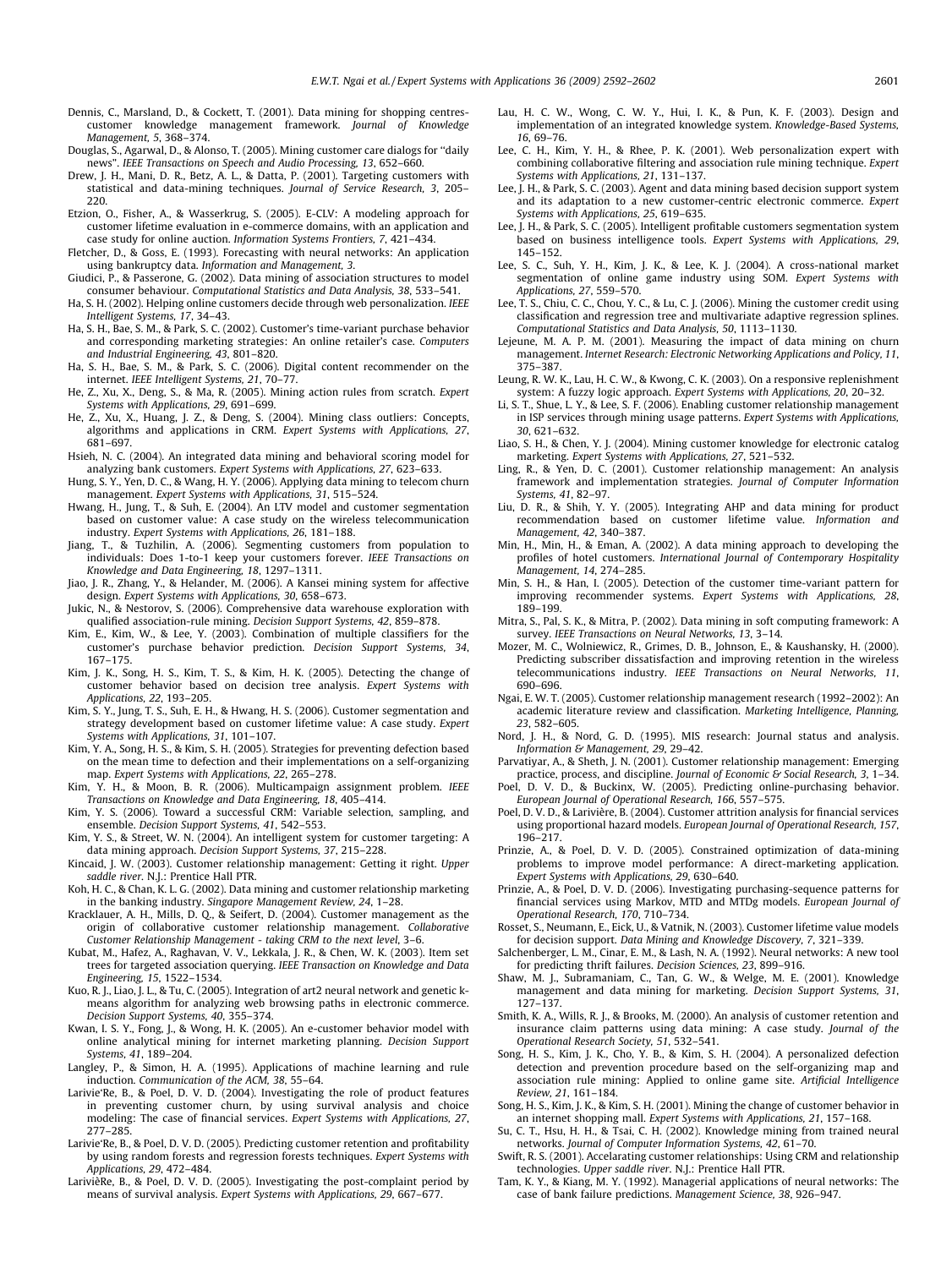Dennis, C., Marsland, D., & Cockett, T. (2001). Data mining for shopping centres-customer knowledge management framework. *Journal of Knowledge Management, 5*, 368–374.

Douglas, S., Agarwal, D., & Alonso, T. (2005). Mining customer care dialogs for "daily news". *IEEE Transactions on Speech and Audio Processing, 13*, 652–660.

Drew, J. H., Mani, D. R., Betz, A. L., & Datta, P. (2001). Targeting customers with statistical and data-mining techniques. *Journal of Service Research, 3*, 205–220.

Etzion, O., Fisher, A., & Wasserkrug, S. (2005). E-CLV: A modeling approach for customer lifetime evaluation in e-commerce domains, with an application and case study for online auction. *Information Systems Frontiers, 7*, 421–434.

Fletcher, D., & Goss, E. (1993). Forecasting with neural networks: An application using bankruptcy data. *Information and Management, 3*.

Giudici, P., & Passerone, G. (2002). Data mining of association structures to model consumer behaviour. *Computational Statistics and Data Analysis, 38*, 533–541.

Ha, S. H. (2002). Helping online customers decide through web personalization. *IEEE Intelligent Systems, 17*, 34–43.

Ha, S. H., Bae, S. M., & Park, S. C. (2002). Customer's time-variant purchase behavior and corresponding marketing strategies: An online retailer's case. *Computers and Industrial Engineering, 43*, 801–820.

Ha, S. H., Bae, S. M., & Park, S. C. (2006). Digital content recommender on the internet. *IEEE Intelligent Systems, 21*, 70–77.

He, Z., Xu, X., Deng, S., & Ma, R. (2005). Mining action rules from scratch. *Expert Systems with Applications, 29*, 691–699.

He, Z., Xu, X., Huang, J. Z., & Deng, S. (2004). Mining class outliers: Concepts, algorithms and applications in CRM. *Expert Systems with Applications, 27*, 681–697.

Hsieh, N. C. (2004). An integrated data mining and behavioral scoring model for analyzing bank customers. *Expert Systems with Applications, 27*, 623–633.

Hung, S. Y., Yen, D. C., & Wang, H. Y. (2006). Applying data mining to telecom churn management. *Expert Systems with Applications, 31*, 515–524.

Hwang, H., Jung, T., & Suh, E. (2004). An LTV model and customer segmentation based on customer value: A case study on the wireless telecommunication industry. *Expert Systems with Applications, 26*, 181–188.

Jiang, T., & Tuzhilin, A. (2006). Segmenting customers from population to individuals: Does 1-to-1 keep your customers forever. *IEEE Transactions on Knowledge and Data Engineering, 18*, 1297–1311.

Jiao, J. R., Zhang, Y., & Helander, M. (2006). A Kansei mining system for affective design. *Expert Systems with Applications, 30*, 658–673.

Jukic, N., & Nestorov, S. (2006). Comprehensive data warehouse exploration with qualified association-rule mining. *Decision Support Systems, 42*, 859–878.

Kim, E., Kim, W., & Lee, Y. (2003). Combination of multiple classifiers for the customer's purchase behavior prediction. *Decision Support Systems, 34*, 167–175.

Kim, J. K., Song, H. S., Kim, T. S., & Kim, H. K. (2005). Detecting the change of customer behavior based on decision tree analysis. *Expert Systems with Applications, 22*, 193–205.

Kim, S. Y., Jung, T. S., Suh, E. H., & Hwang, H. S. (2006). Customer segmentation and strategy development based on customer lifetime value: A case study. *Expert Systems with Applications, 31*, 101–107.

Kim, Y. A., Song, H. S., & Kim, S. H. (2005). Strategies for preventing defection based on the mean time to defection and their implementations on a self-organizing map. *Expert Systems with Applications, 22*, 265–278.

Kim, Y. H., & Moon, B. R. (2006). Multicampaign assignment problem. *IEEE Transactions on Knowledge and Data Engineering, 18*, 405–414.

Kim, Y. S. (2006). Toward a successful CRM: Variable selection, sampling, and ensemble. *Decision Support Systems, 41*, 542–553.

Kim, Y. S., & Street, W. N. (2004). An intelligent system for customer targeting: A data mining approach. *Decision Support Systems, 37*, 215–228.

Kincaid, J. W. (2003). Customer relationship management: Getting it right. *Upper saddle river*. N.J.: Prentice Hall PTR.

Koh, H. C., & Chan, K. L. G. (2002). Data mining and customer relationship marketing in the banking industry. *Singapore Management Review, 24*, 1–28.

Kracklauer, A. H., Mills, D. Q., & Seifert, D. (2004). Customer management as the origin of collaborative customer relationship management. *Collaborative Customer Relationship Management - taking CRM to the next level*, 3–6.

Kubat, M., Hafez, A., Raghavan, V. V., Lekkala, J. R., & Chen, W. K. (2003). Item set trees for targeted association querying. *IEEE Transaction on Knowledge and Data Engineering, 15*, 1522–1534.

Kuo, R. J., Liao, J. L., & Tu, C. (2005). Integration of art2 neural network and genetic k-means algorithm for analyzing web browsing paths in electronic commerce. *Decision Support Systems, 40*, 355–374.

Kwan, I. S. Y., Fong, J., & Wong, H. K. (2005). An e-customer behavior model with online analytical mining for internet marketing planning. *Decision Support Systems, 41*, 189–204.

Langley, P., & Simon, H. A. (1995). Applications of machine learning and rule induction. *Communication of the ACM, 38*, 55–64.

Larivie'Re, B., & Poel, D. V. D. (2004). Investigating the role of product features in preventing customer churn, by using survival analysis and choice modeling: The case of financial services. *Expert Systems with Applications, 27*, 277–285.

Larivie'Re, B., & Poel, D. V. D. (2005). Predicting customer retention and profitability by using random forests and regression forests techniques. *Expert Systems with Applications, 29*, 472–484.

LarivièRe, B., & Poel, D. V. D. (2005). Investigating the post-complaint period by means of survival analysis. *Expert Systems with Applications, 29*, 667–677.

Lau, H. C. W., Wong, C. W. Y., Hui, I. K., & Pun, K. F. (2003). Design and implementation of an integrated knowledge system. *Knowledge-Based Systems, 16*, 69–76.

Lee, C. H., Kim, Y. H., & Rhee, P. K. (2001). Web personalization expert with combining collaborative filtering and association rule mining technique. *Expert Systems with Applications, 21*, 131–137.

Lee, J. H., & Park, S. C. (2003). Agent and data mining based decision support system and its adaptation to a new customer-centric electronic commerce. *Expert Systems with Applications, 25*, 619–635.

Lee, J. H., & Park, S. C. (2005). Intelligent profitable customers segmentation system based on business intelligence tools. *Expert Systems with Applications, 29*, 145–152.

Lee, S. C., Suh, Y. H., Kim, J. K., & Lee, K. J. (2004). A cross-national market segmentation of online game industry using SOM. *Expert Systems with Applications, 27*, 559–570.

Lee, T. S., Chiu, C. C., Chou, Y. C., & Lu, C. J. (2006). Mining the customer credit using classification and regression tree and multivariate adaptive regression splines. *Computational Statistics and Data Analysis, 50*, 1113–1130.

Lejeune, M. A. P. M. (2001). Measuring the impact of data mining on churn management. *Internet Research: Electronic Networking Applications and Policy, 11*, 375–387.

Leung, R. W. K., Lau, H. C. W., & Kwong, C. K. (2003). On a responsive replenishment system: A fuzzy logic approach. *Expert Systems with Applications, 20*, 20–32.

Li, S. T., Shue, L. Y., & Lee, S. F. (2006). Enabling customer relationship management in ISP services through mining usage patterns. *Expert Systems with Applications, 30*, 621–632.

Liao, S. H., & Chen, Y. J. (2004). Mining customer knowledge for electronic catalog marketing. *Expert Systems with Applications, 27*, 521–532.

Ling, R., & Yen, D. C. (2001). Customer relationship management: An analysis framework and implementation strategies. *Journal of Computer Information Systems, 41*, 82–97.

Liu, D. R., & Shih, Y. Y. (2005). Integrating AHP and data mining for product recommendation based on customer lifetime value. *Information and Management, 42*, 340–387.

Min, H., Min, H., & Eman, A. (2002). A data mining approach to developing the profiles of hotel customers. *International Journal of Contemporary Hospitality Management, 14*, 274–285.

Min, S. H., & Han, I. (2005). Detection of the customer time-variant pattern for improving recommender systems. *Expert Systems with Applications, 28*, 189–199.

Mitra, S., Pal, S. K., & Mitra, P. (2002). Data mining in soft computing framework: A survey. *IEEE Transactions on Neural Networks, 13*, 3–14.

Mozer, M. C., Wolniewicz, R., Grimes, D. B., Johnson, E., & Kaushansky, H. (2000). Predicting subscriber dissatisfaction and improving retention in the wireless telecommunications industry. *IEEE Transactions on Neural Networks, 11*, 690–696.

Ngai, E. W. T. (2005). Customer relationship management research (1992–2002): An academic literature review and classification. *Marketing Intelligence, Planning, 23*, 582–605.

Nord, J. H., & Nord, G. D. (1995). MIS research: Journal status and analysis. *Information & Management, 29*, 29–42.

Parvatiyar, A., & Sheth, J. N. (2001). Customer relationship management: Emerging practice, process, and discipline. *Journal of Economic & Social Research, 3*, 1–34.

Poel, D. V. D., & Buckinx, W. (2005). Predicting online-purchasing behavior. *European Journal of Operational Research, 166*, 557–575.

Poel, D. V. D., & Larivière, B. (2004). Customer attrition analysis for financial services using proportional hazard models. *European Journal of Operational Research, 157*, 196–217.

Prinzie, A., & Poel, D. V. D. (2005). Constrained optimization of data-mining problems to improve model performance: A direct-marketing application. *Expert Systems with Applications, 29*, 630–640.

Prinzie, A., & Poel, D. V. D. (2006). Investigating purchasing-sequence patterns for financial services using Markov, MTD and MTDg models. *European Journal of Operational Research, 170*, 710–734.

Rosset, S., Neumann, E., Eick, U., & Vatnik, N. (2003). Customer lifetime value models for decision support. *Data Mining and Knowledge Discovery, 7*, 321–339.

Salchenberger, L. M., Cinar, E. M., & Lash, N. A. (1992). Neural networks: A new tool for predicting thrift failures. *Decision Sciences, 23*, 899–916.

Shaw, M. J., Subramaniam, C., Tan, G. W., & Welge, M. E. (2001). Knowledge management and data mining for marketing. *Decision Support Systems, 31*, 127–137.

Smith, K. A., Wills, R. J., & Brooks, M. (2000). An analysis of customer retention and insurance claim patterns using data mining: A case study. *Journal of the Operational Research Society, 51*, 532–541.

Song, H. S., Kim, J. K., Cho, Y. B., & Kim, S. H. (2004). A personalized defection detection and prevention procedure based on the self-organizing map and association rule mining: Applied to online game site. *Artificial Intelligence Review, 21*, 161–184.

Song, H. S., Kim, J. K., & Kim, S. H. (2001). Mining the change of customer behavior in an internet shopping mall. *Expert Systems with Applications, 21*, 157–168.

Su, C. T., Hsu, H. H., & Tsai, C. H. (2002). Knowledge mining from trained neural networks. *Journal of Computer Information Systems, 42*, 61–70.

Swift, R. S. (2001). Accelarating customer relationships: Using CRM and relationship technologies. *Upper saddle river*. N.J.: Prentice Hall PTR.

Tam, K. Y., & Kiang, M. Y. (1992). Managerial applications of neural networks: The case of bank failure predictions. *Management Science, 38*, 926–947.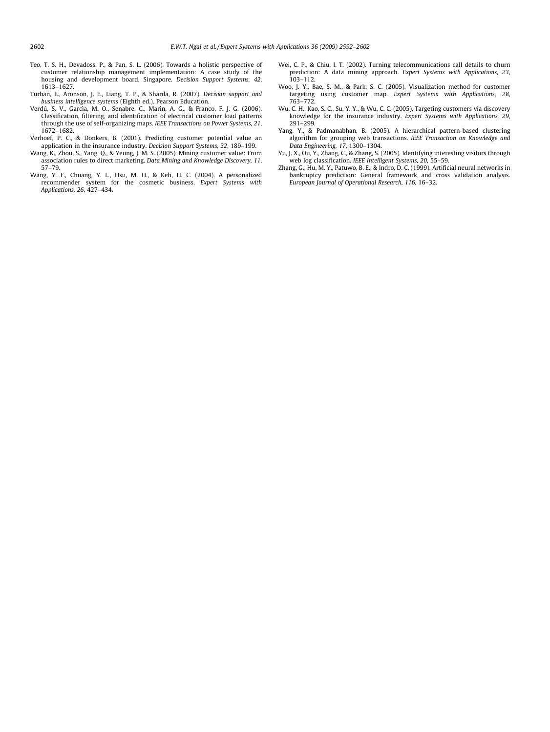Teo, T. S. H., Devadoss, P., & Pan, S. L. (2006). Towards a holistic perspective of customer relationship management implementation: A case study of the housing and development board, Singapore. *Decision Support Systems, 42*, 1613–1627.

Turban, E., Aronson, J. E., Liang, T. P., & Sharda, R. (2007). *Decision support and business intelligence systems* (Eighth ed.). Pearson Education.

Verdú, S. V., García, M. O., Senabre, C., Marín, A. G., & Franco, F. J. G. (2006). Classification, filtering, and identification of electrical customer load patterns through the use of self-organizing maps. *IEEE Transactions on Power Systems, 21*, 1672–1682.

Verhoef, P. C., & Donkers, B. (2001). Predicting customer potential value an application in the insurance industry. *Decision Support Systems, 32*, 189–199.

Wang, K., Zhou, S., Yang, Q., & Yeung, J. M. S. (2005). Mining customer value: From association rules to direct marketing. *Data Mining and Knowledge Discovery, 11*, 57–79.

Wang, Y. F., Chuang, Y. L., Hsu, M. H., & Keh, H. C. (2004). A personalized recommender system for the cosmetic business. *Expert Systems with Applications, 26*, 427–434.

Wei, C. P., & Chiu, I. T. (2002). Turning telecommunications call details to churn prediction: A data mining approach. *Expert Systems with Applications, 23*, 103–112.

Woo, J. Y., Bae, S. M., & Park, S. C. (2005). Visualization method for customer targeting using customer map. *Expert Systems with Applications, 28*, 763–772.

Wu, C. H., Kao, S. C., Su, Y. Y., & Wu, C. C. (2005). Targeting customers via discovery knowledge for the insurance industry. *Expert Systems with Applications, 29*, 291–299.

Yang, Y., & Padmanabhan, B. (2005). A hierarchical pattern-based clustering algorithm for grouping web transactions. *IEEE Transaction on Knowledge and Data Engineering, 17*, 1300–1304.

Yu, J. X., Ou, Y., Zhang, C., & Zhang, S. (2005). Identifying interesting visitors through web log classification. *IEEE Intelligent Systems, 20*, 55–59.

Zhang, G., Hu, M. Y., Patuwo, B. E., & Indro, D. C. (1999). Artificial neural networks in bankruptcy prediction: General framework and cross validation analysis. *European Journal of Operational Research, 116*, 16–32.